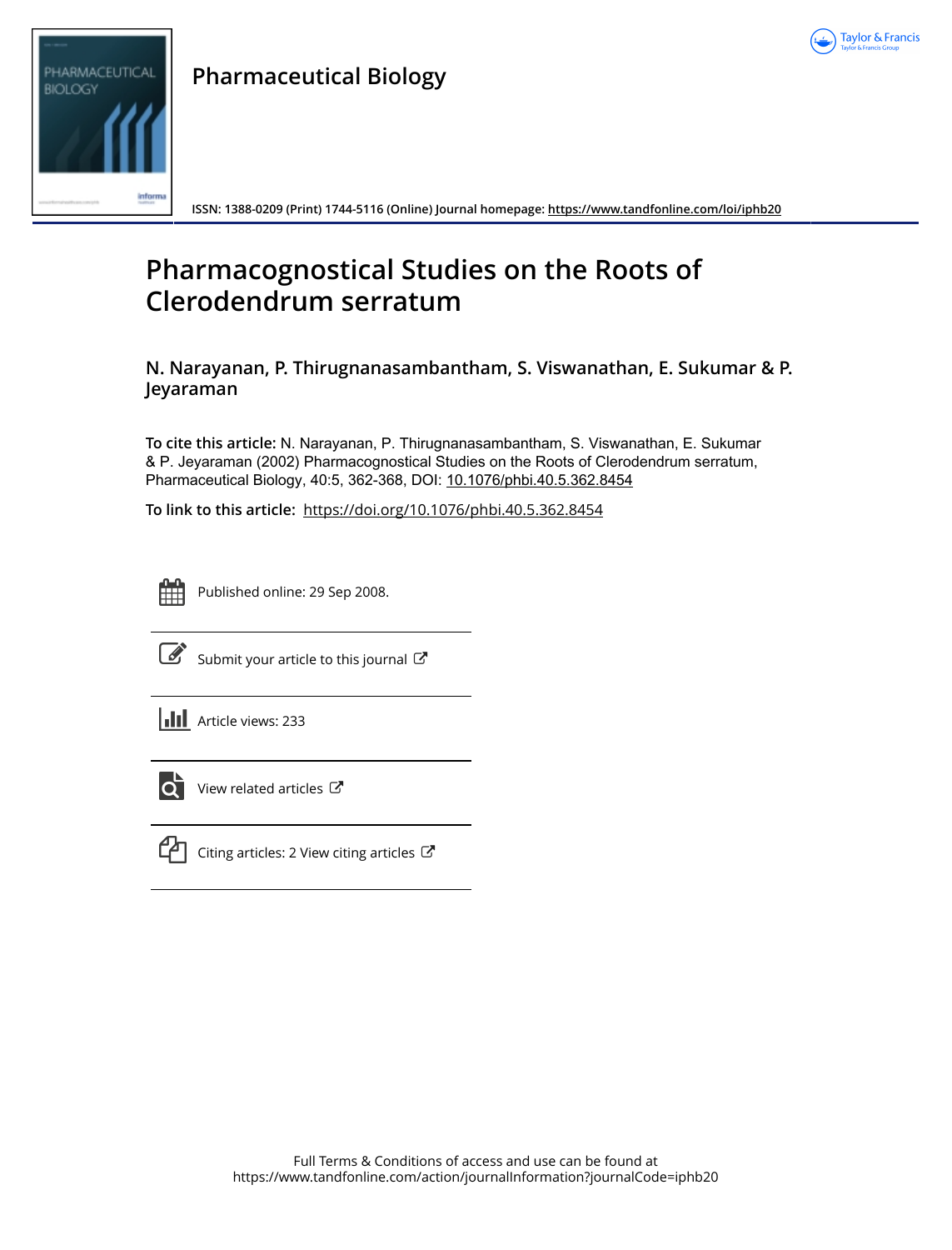# Pharmaceutical Biology

ISSN: 1388-0209 (Print) 1744-5116 (Online) Journal homepage: https://www.tandfonline.com/loi/iphb20

# Pharmacognostical Studies on the Roots of Clerodendrum serratum

## N. Narayanan, P. Thirugnanasambantham, S. Viswanathan, E. Sukumar & P. Jeyaraman

**To cite this article:** N. Narayanan, P. Thirugnanasambantham, S. Viswanathan, E. Sukumar & P. Jeyaraman (2002) Pharmacognostical Studies on the Roots of Clerodendrum serratum, Pharmaceutical Biology, 40:5, 362-368, DOI: 10.1076/phbi.40.5.362.8454

**To link to this article:** https://doi.org/10.1076/phbi.40.5.362.8454

Published online: 29 Sep 2008.

Submit your article to this journal

Article views: 233

View related articles

Citing articles: 2 View citing articles

Full Terms & Conditions of access and use can be found at https://www.tandfonline.com/action/journalInformation?journalCode=iphb20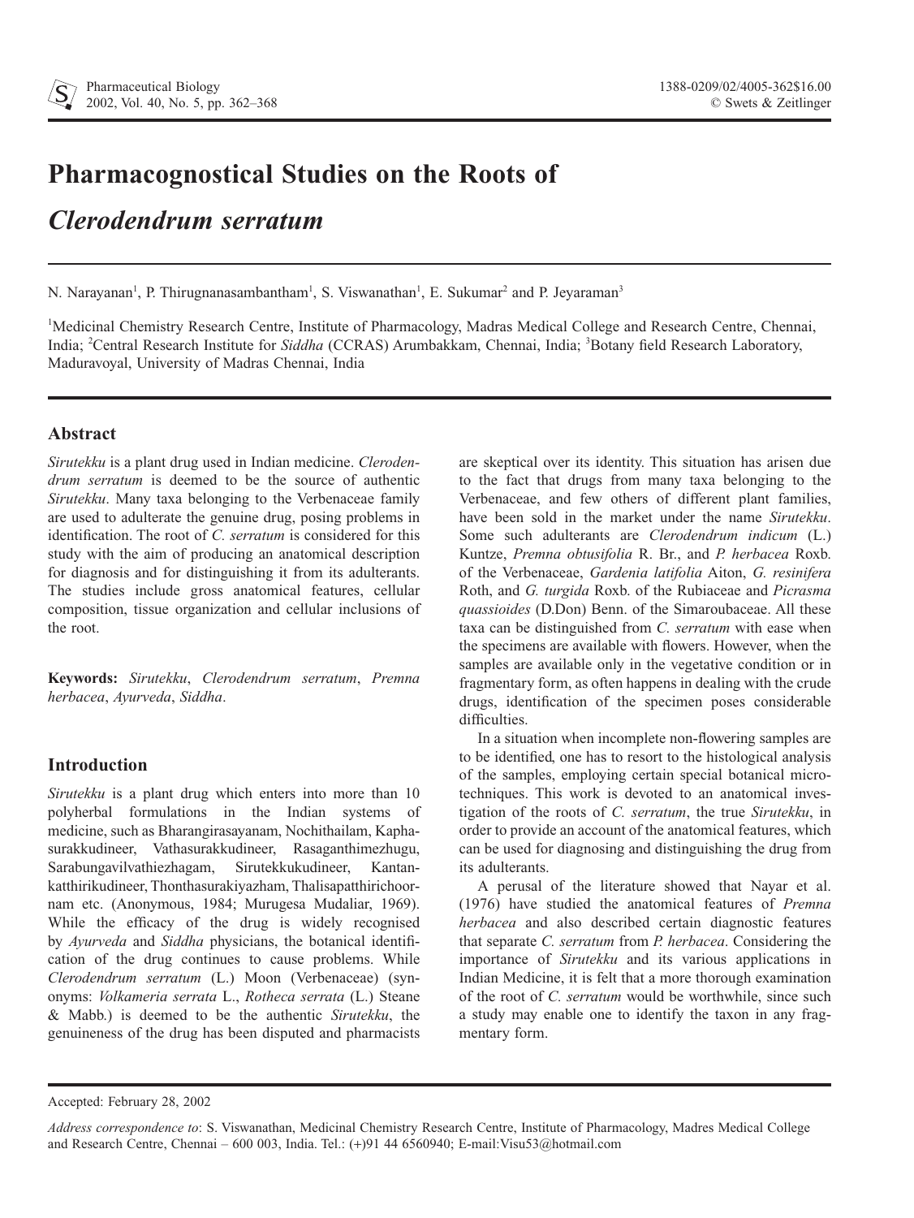# Pharmacognostical Studies on the Roots of *Clerodendrum serratum*

N. Narayanan[1], P. Thirugnanasambantham[1], S. Viswanathan[1], E. Sukumar[2] and P. Jeyaraman[3]

[1]Medicinal Chemistry Research Centre, Institute of Pharmacology, Madras Medical College and Research Centre, Chennai, India; [2]Central Research Institute for *Siddha* (CCRAS) Arumbakkam, Chennai, India; [3]Botany field Research Laboratory, Maduravoyal, University of Madras Chennai, India

## Abstract

*Sirutekku* is a plant drug used in Indian medicine. *Clerodendrum serratum* is deemed to be the source of authentic *Sirutekku*. Many taxa belonging to the Verbenaceae family are used to adulterate the genuine drug, posing problems in identification. The root of *C. serratum* is considered for this study with the aim of producing an anatomical description for diagnosis and for distinguishing it from its adulterants. The studies include gross anatomical features, cellular composition, tissue organization and cellular inclusions of the root.

**Keywords:** *Sirutekku*, *Clerodendrum serratum*, *Premna herbacea*, *Ayurveda*, *Siddha*.

## Introduction

*Sirutekku* is a plant drug which enters into more than 10 polyherbal formulations in the Indian systems of medicine, such as Bharangirasayanam, Nochithailam, Kaphasurakkudineer, Vathasurakkudineer, Rasaganthimezhugu, Sarabungavilvathiezhagam, Sirutekkukudineer, Kantankatthirikudineer, Thonthasurakiyazham, Thalisapatthirichoornam etc. (Anonymous, 1984; Murugesa Mudaliar, 1969). While the efficacy of the drug is widely recognised by *Ayurveda* and *Siddha* physicians, the botanical identification of the drug continues to cause problems. While *Clerodendrum serratum* (L.) Moon (Verbenaceae) (synonyms: *Volkameria serrata* L., *Rotheca serrata* (L.) Steane & Mabb.) is deemed to be the authentic *Sirutekku*, the genuineness of the drug has been disputed and pharmacists are skeptical over its identity. This situation has arisen due to the fact that drugs from many taxa belonging to the Verbenaceae, and few others of different plant families, have been sold in the market under the name *Sirutekku*. Some such adulterants are *Clerodendrum indicum* (L.) Kuntze, *Premna obtusifolia* R. Br., and *P. herbacea* Roxb. of the Verbenaceae, *Gardenia latifolia* Aiton, *G. resinifera* Roth, and *G. turgida* Roxb. of the Rubiaceae and *Picrasma quassioides* (D.Don) Benn. of the Simaroubaceae. All these taxa can be distinguished from *C. serratum* with ease when the specimens are available with flowers. However, when the samples are available only in the vegetative condition or in fragmentary form, as often happens in dealing with the crude drugs, identification of the specimen poses considerable difficulties.

In a situation when incomplete non-flowering samples are to be identified, one has to resort to the histological analysis of the samples, employing certain special botanical microtechniques. This work is devoted to an anatomical investigation of the roots of *C. serratum*, the true *Sirutekku*, in order to provide an account of the anatomical features, which can be used for diagnosing and distinguishing the drug from its adulterants.

A perusal of the literature showed that Nayar et al. (1976) have studied the anatomical features of *Premna herbacea* and also described certain diagnostic features that separate *C. serratum* from *P. herbacea*. Considering the importance of *Sirutekku* and its various applications in Indian Medicine, it is felt that a more thorough examination of the root of *C. serratum* would be worthwhile, since such a study may enable one to identify the taxon in any fragmentary form.

Accepted: February 28, 2002

*Address correspondence to*: S. Viswanathan, Medicinal Chemistry Research Centre, Institute of Pharmacology, Madres Medical College and Research Centre, Chennai – 600 003, India. Tel.: (+)91 44 6560940; E-mail:Visu53@hotmail.com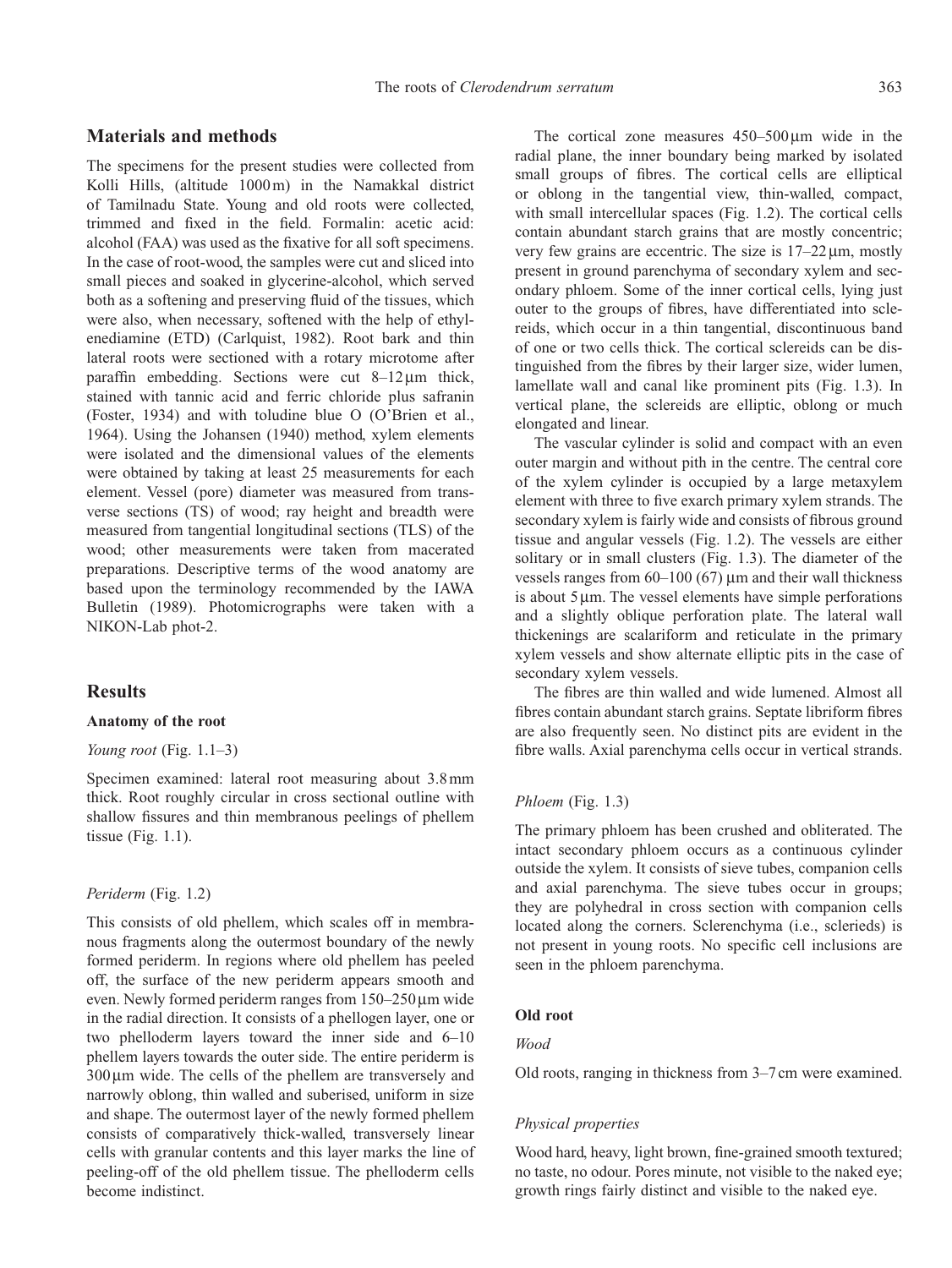## Materials and methods

The specimens for the present studies were collected from Kolli Hills, (altitude 1000 m) in the Namakkal district of Tamilnadu State. Young and old roots were collected, trimmed and fixed in the field. Formalin: acetic acid: alcohol (FAA) was used as the fixative for all soft specimens. In the case of root-wood, the samples were cut and sliced into small pieces and soaked in glycerine-alcohol, which served both as a softening and preserving fluid of the tissues, which were also, when necessary, softened with the help of ethylenediamine (ETD) (Carlquist, 1982). Root bark and thin lateral roots were sectioned with a rotary microtome after paraffin embedding. Sections were cut 8–12 µm thick, stained with tannic acid and ferric chloride plus safranin (Foster, 1934) and with toludine blue O (O'Brien et al., 1964). Using the Johansen (1940) method, xylem elements were isolated and the dimensional values of the elements were obtained by taking at least 25 measurements for each element. Vessel (pore) diameter was measured from transverse sections (TS) of wood; ray height and breadth were measured from tangential longitudinal sections (TLS) of the wood; other measurements were taken from macerated preparations. Descriptive terms of the wood anatomy are based upon the terminology recommended by the IAWA Bulletin (1989). Photomicrographs were taken with a NIKON-Lab phot-2.

## Results

### Anatomy of the root

*Young root* (Fig. 1.1–3)

Specimen examined: lateral root measuring about 3.8 mm thick. Root roughly circular in cross sectional outline with shallow fissures and thin membranous peelings of phellem tissue (Fig. 1.1).

*Periderm* (Fig. 1.2)

This consists of old phellem, which scales off in membranous fragments along the outermost boundary of the newly formed periderm. In regions where old phellem has peeled off, the surface of the new periderm appears smooth and even. Newly formed periderm ranges from 150–250 µm wide in the radial direction. It consists of a phellogen layer, one or two phelloderm layers toward the inner side and 6–10 phellem layers towards the outer side. The entire periderm is 300 µm wide. The cells of the phellem are transversely and narrowly oblong, thin walled and suberised, uniform in size and shape. The outermost layer of the newly formed phellem consists of comparatively thick-walled, transversely linear cells with granular contents and this layer marks the line of peeling-off of the old phellem tissue. The phelloderm cells become indistinct.

The cortical zone measures 450–500 µm wide in the radial plane, the inner boundary being marked by isolated small groups of fibres. The cortical cells are elliptical or oblong in the tangential view, thin-walled, compact, with small intercellular spaces (Fig. 1.2). The cortical cells contain abundant starch grains that are mostly concentric; very few grains are eccentric. The size is 17–22 µm, mostly present in ground parenchyma of secondary xylem and secondary phloem. Some of the inner cortical cells, lying just outer to the groups of fibres, have differentiated into sclereids, which occur in a thin tangential, discontinuous band of one or two cells thick. The cortical sclereids can be distinguished from the fibres by their larger size, wider lumen, lamellate wall and canal like prominent pits (Fig. 1.3). In vertical plane, the sclereids are elliptic, oblong or much elongated and linear.

The vascular cylinder is solid and compact with an even outer margin and without pith in the centre. The central core of the xylem cylinder is occupied by a large metaxylem element with three to five exarch primary xylem strands. The secondary xylem is fairly wide and consists of fibrous ground tissue and angular vessels (Fig. 1.2). The vessels are either solitary or in small clusters (Fig. 1.3). The diameter of the vessels ranges from 60–100 (67) µm and their wall thickness is about 5 µm. The vessel elements have simple perforations and a slightly oblique perforation plate. The lateral wall thickenings are scalariform and reticulate in the primary xylem vessels and show alternate elliptic pits in the case of secondary xylem vessels.

The fibres are thin walled and wide lumened. Almost all fibres contain abundant starch grains. Septate libriform fibres are also frequently seen. No distinct pits are evident in the fibre walls. Axial parenchyma cells occur in vertical strands.

*Phloem* (Fig. 1.3)

The primary phloem has been crushed and obliterated. The intact secondary phloem occurs as a continuous cylinder outside the xylem. It consists of sieve tubes, companion cells and axial parenchyma. The sieve tubes occur in groups; they are polyhedral in cross section with companion cells located along the corners. Sclerenchyma (i.e., sclerieds) is not present in young roots. No specific cell inclusions are seen in the phloem parenchyma.

### Old root

*Wood*

Old roots, ranging in thickness from 3–7 cm were examined.

*Physical properties*

Wood hard, heavy, light brown, fine-grained smooth textured; no taste, no odour. Pores minute, not visible to the naked eye; growth rings fairly distinct and visible to the naked eye.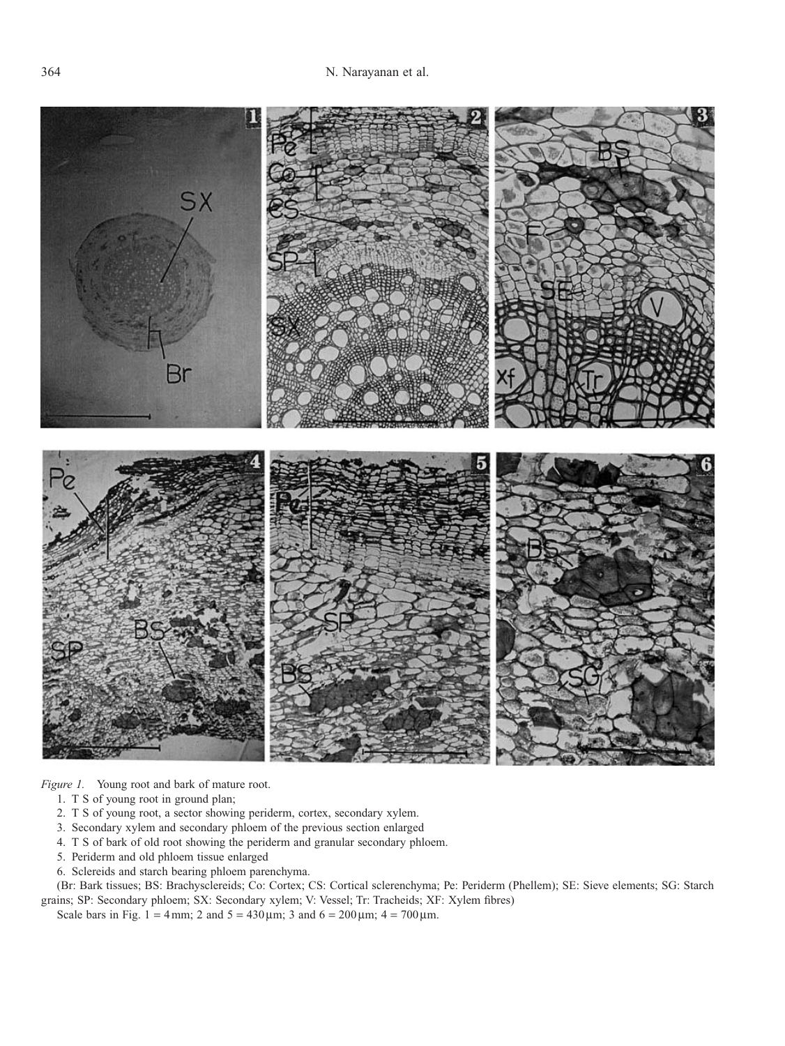*Figure 1.* Young root and bark of mature root.

1. T S of young root in ground plan;
2. T S of young root, a sector showing periderm, cortex, secondary xylem.
3. Secondary xylem and secondary phloem of the previous section enlarged
4. T S of bark of old root showing the periderm and granular secondary phloem.
5. Periderm and old phloem tissue enlarged
6. Sclereids and starch bearing phloem parenchyma.

(Br: Bark tissues; BS: Brachysclereids; Co: Cortex; CS: Cortical sclerenchyma; Pe: Periderm (Phellem); SE: Sieve elements; SG: Starch grains; SP: Secondary phloem; SX: Secondary xylem; V: Vessel; Tr: Tracheids; XF: Xylem fibres)

Scale bars in Fig. 1 = 4 mm; 2 and 5 = 430 μm; 3 and 6 = 200 μm; 4 = 700 μm.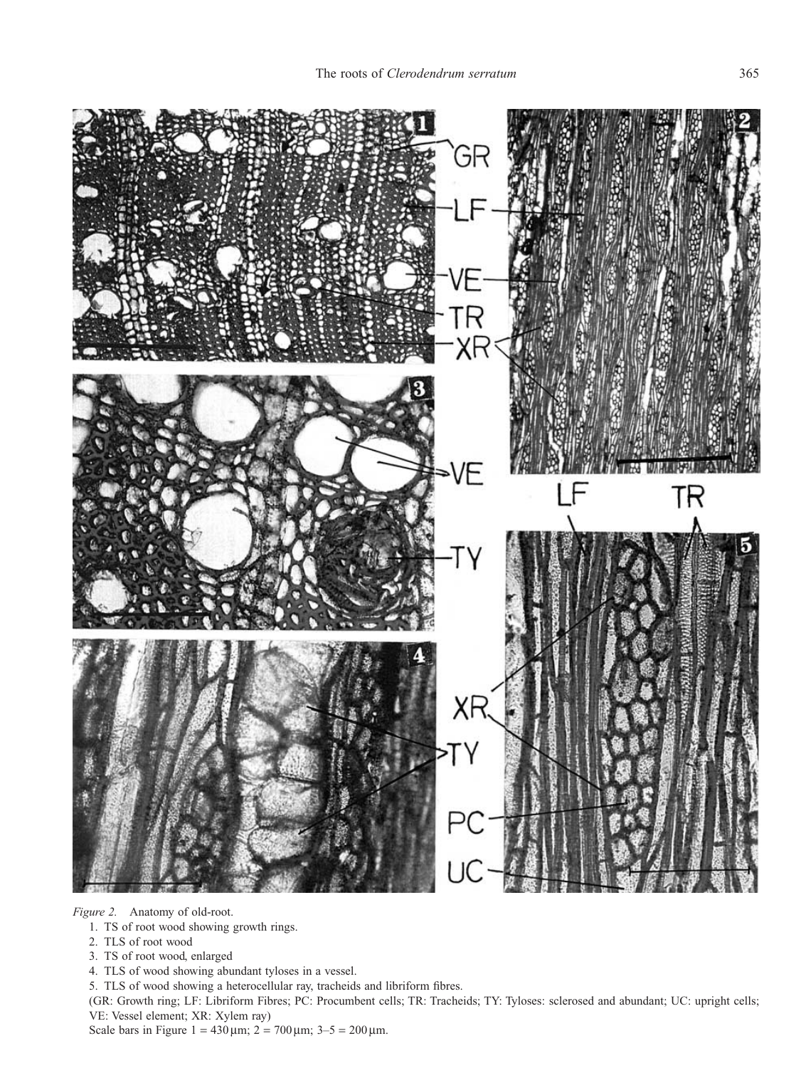*Figure 2.* Anatomy of old-root.

1. TS of root wood showing growth rings.
2. TLS of root wood
3. TS of root wood, enlarged
4. TLS of wood showing abundant tyloses in a vessel.
5. TLS of wood showing a heterocellular ray, tracheids and libriform fibres.

(GR: Growth ring; LF: Libriform Fibres; PC: Procumbent cells; TR: Tracheids; TY: Tyloses: sclerosed and abundant; UC: upright cells; VE: Vessel element; XR: Xylem ray)

Scale bars in Figure 1 = 430 μm; 2 = 700 μm; 3–5 = 200 μm.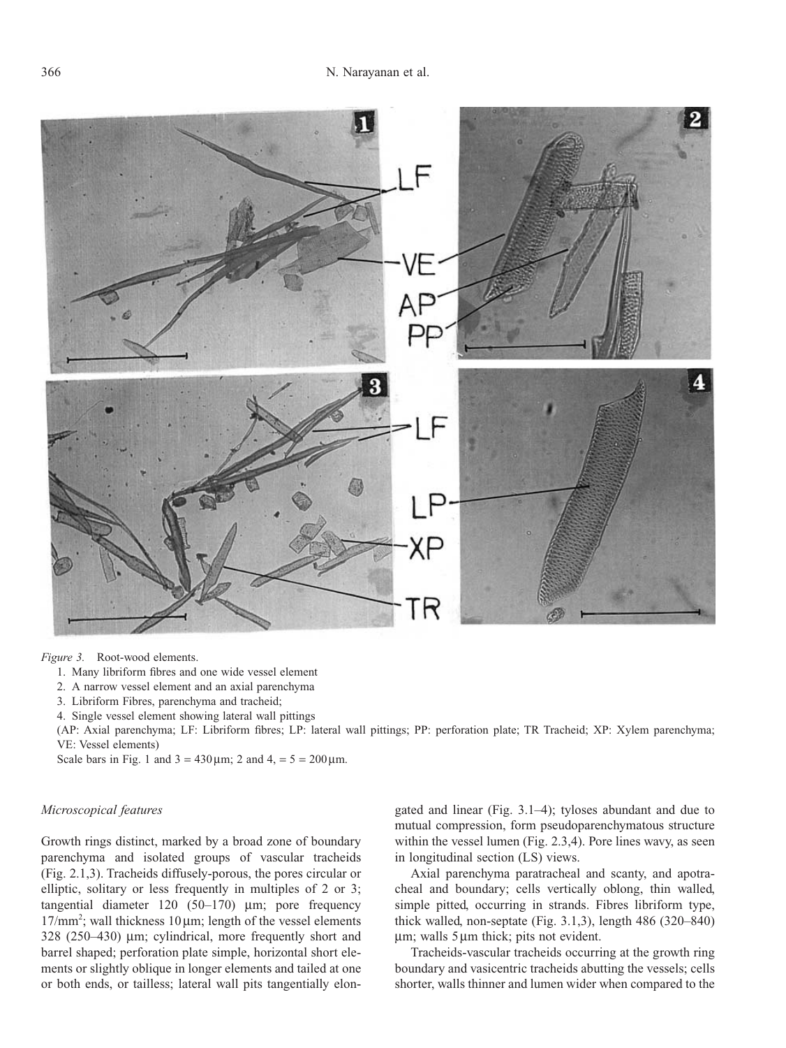*Figure 3.* Root-wood elements.

1. Many libriform fibres and one wide vessel element
2. A narrow vessel element and an axial parenchyma
3. Libriform Fibres, parenchyma and tracheid;
4. Single vessel element showing lateral wall pittings

(AP: Axial parenchyma; LF: Libriform fibres; LP: lateral wall pittings; PP: perforation plate; TR Tracheid; XP: Xylem parenchyma; VE: Vessel elements)

Scale bars in Fig. 1 and 3 = 430 µm; 2 and 4, = 5 = 200 µm.

### *Microscopical features*

Growth rings distinct, marked by a broad zone of boundary parenchyma and isolated groups of vascular tracheids (Fig. 2.1,3). Tracheids diffusely-porous, the pores circular or elliptic, solitary or less frequently in multiples of 2 or 3; tangential diameter 120 (50–170) µm; pore frequency $17/\text{mm}^2$; wall thickness 10 µm; length of the vessel elements 328 (250–430) µm; cylindrical, more frequently short and barrel shaped; perforation plate simple, horizontal short elements or slightly oblique in longer elements and tailed at one or both ends, or tailless; lateral wall pits tangentially elongated and linear (Fig. 3.1–4); tyloses abundant and due to mutual compression, form pseudoparenchymatous structure within the vessel lumen (Fig. 2.3,4). Pore lines wavy, as seen in longitudinal section (LS) views.

Axial parenchyma paratracheal and scanty, and apotracheal and boundary; cells vertically oblong, thin walled, simple pitted, occurring in strands. Fibres libriform type, thick walled, non-septate (Fig. 3.1,3), length 486 (320–840) µm; walls 5 µm thick; pits not evident.

Tracheids-vascular tracheids occurring at the growth ring boundary and vasicentric tracheids abutting the vessels; cells shorter, walls thinner and lumen wider when compared to the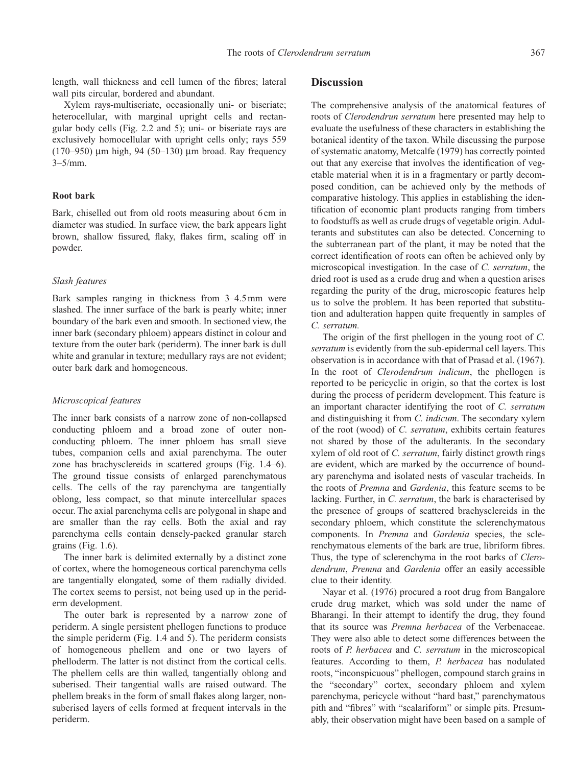length, wall thickness and cell lumen of the fibres; lateral wall pits circular, bordered and abundant.

Xylem rays-multiseriate, occasionally uni- or biseriate; heterocellular, with marginal upright cells and rectangular body cells (Fig. 2.2 and 5); uni- or biseriate rays are exclusively homocellular with upright cells only; rays 559 (170–950) μm high, 94 (50–130) μm broad. Ray frequency 3–5/mm.

### Root bark

Bark, chiselled out from old roots measuring about 6 cm in diameter was studied. In surface view, the bark appears light brown, shallow fissured, flaky, flakes firm, scaling off in powder.

#### *Slash features*

Bark samples ranging in thickness from 3–4.5 mm were slashed. The inner surface of the bark is pearly white; inner boundary of the bark even and smooth. In sectioned view, the inner bark (secondary phloem) appears distinct in colour and texture from the outer bark (periderm). The inner bark is dull white and granular in texture; medullary rays are not evident; outer bark dark and homogeneous.

#### *Microscopical features*

The inner bark consists of a narrow zone of non-collapsed conducting phloem and a broad zone of outer non-conducting phloem. The inner phloem has small sieve tubes, companion cells and axial parenchyma. The outer zone has brachysclereids in scattered groups (Fig. 1.4–6). The ground tissue consists of enlarged parenchymatous cells. The cells of the ray parenchyma are tangentially oblong, less compact, so that minute intercellular spaces occur. The axial parenchyma cells are polygonal in shape and are smaller than the ray cells. Both the axial and ray parenchyma cells contain densely-packed granular starch grains (Fig. 1.6).

The inner bark is delimited externally by a distinct zone of cortex, where the homogeneous cortical parenchyma cells are tangentially elongated, some of them radially divided. The cortex seems to persist, not being used up in the periderm development.

The outer bark is represented by a narrow zone of periderm. A single persistent phellogen functions to produce the simple periderm (Fig. 1.4 and 5). The periderm consists of homogeneous phellem and one or two layers of phelloderm. The latter is not distinct from the cortical cells. The phellem cells are thin walled, tangentially oblong and suberised. Their tangential walls are raised outward. The phellem breaks in the form of small flakes along larger, non-suberised layers of cells formed at frequent intervals in the periderm.

## Discussion

The comprehensive analysis of the anatomical features of roots of *Clerodendrun serratum* here presented may help to evaluate the usefulness of these characters in establishing the botanical identity of the taxon. While discussing the purpose of systematic anatomy, Metcalfe (1979) has correctly pointed out that any exercise that involves the identification of vegetable material when it is in a fragmentary or partly decomposed condition, can be achieved only by the methods of comparative histology. This applies in establishing the identification of economic plant products ranging from timbers to foodstuffs as well as crude drugs of vegetable origin. Adulterants and substitutes can also be detected. Concerning to the subterranean part of the plant, it may be noted that the correct identification of roots can often be achieved only by microscopical investigation. In the case of *C. serratum*, the dried root is used as a crude drug and when a question arises regarding the purity of the drug, microscopic features help us to solve the problem. It has been reported that substitution and adulteration happen quite frequently in samples of *C. serratum.*

The origin of the first phellogen in the young root of *C. serratum* is evidently from the sub-epidermal cell layers. This observation is in accordance with that of Prasad et al. (1967). In the root of *Clerodendrum indicum*, the phellogen is reported to be pericyclic in origin, so that the cortex is lost during the process of periderm development. This feature is an important character identifying the root of *C. serratum* and distinguishing it from *C. indicum*. The secondary xylem of the root (wood) of *C. serratum*, exhibits certain features not shared by those of the adulterants. In the secondary xylem of old root of *C. serratum*, fairly distinct growth rings are evident, which are marked by the occurrence of boundary parenchyma and isolated nests of vascular tracheids. In the roots of *Premna* and *Gardenia*, this feature seems to be lacking. Further, in *C. serratum*, the bark is characterised by the presence of groups of scattered brachysclereids in the secondary phloem, which constitute the sclerenchymatous components. In *Premna* and *Gardenia* species, the sclerenchymatous elements of the bark are true, libriform fibres. Thus, the type of sclerenchyma in the root barks of *Clerodendrum*, *Premna* and *Gardenia* offer an easily accessible clue to their identity.

Nayar et al. (1976) procured a root drug from Bangalore crude drug market, which was sold under the name of Bharangi. In their attempt to identify the drug, they found that its source was *Premna herbacea* of the Verbenaceae. They were also able to detect some differences between the roots of *P. herbacea* and *C. serratum* in the microscopical features. According to them, *P. herbacea* has nodulated roots, "inconspicuous" phellogen, compound starch grains in the "secondary" cortex, secondary phloem and xylem parenchyma, pericycle without "hard bast," parenchymatous pith and "fibres" with "scalariform" or simple pits. Presumably, their observation might have been based on a sample of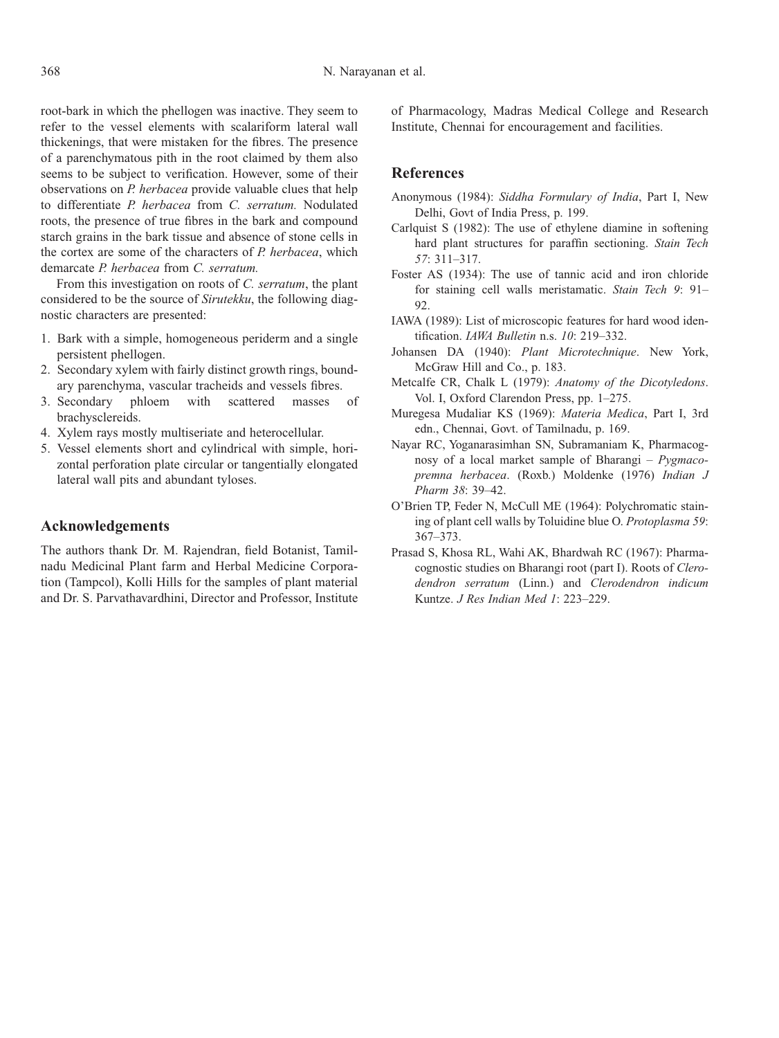root-bark in which the phellogen was inactive. They seem to refer to the vessel elements with scalariform lateral wall thickenings, that were mistaken for the fibres. The presence of a parenchymatous pith in the root claimed by them also seems to be subject to verification. However, some of their observations on *P. herbacea* provide valuable clues that help to differentiate *P. herbacea* from *C. serratum.* Nodulated roots, the presence of true fibres in the bark and compound starch grains in the bark tissue and absence of stone cells in the cortex are some of the characters of *P. herbacea*, which demarcate *P. herbacea* from *C. serratum.*

From this investigation on roots of *C. serratum*, the plant considered to be the source of *Sirutekku*, the following diagnostic characters are presented:

1. Bark with a simple, homogeneous periderm and a single persistent phellogen.
2. Secondary xylem with fairly distinct growth rings, boundary parenchyma, vascular tracheids and vessels fibres.
3. Secondary phloem with scattered masses of brachysclereids.
4. Xylem rays mostly multiseriate and heterocellular.
5. Vessel elements short and cylindrical with simple, horizontal perforation plate circular or tangentially elongated lateral wall pits and abundant tyloses.

## Acknowledgements

The authors thank Dr. M. Rajendran, field Botanist, Tamilnadu Medicinal Plant farm and Herbal Medicine Corporation (Tampcol), Kolli Hills for the samples of plant material and Dr. S. Parvathavardhini, Director and Professor, Institute of Pharmacology, Madras Medical College and Research Institute, Chennai for encouragement and facilities.

## References

Anonymous (1984): *Siddha Formulary of India*, Part I, New Delhi, Govt of India Press, p. 199.

Carlquist S (1982): The use of ethylene diamine in softening hard plant structures for paraffin sectioning. *Stain Tech 57*: 311–317.

Foster AS (1934): The use of tannic acid and iron chloride for staining cell walls meristamatic. *Stain Tech 9*: 91–92.

IAWA (1989): List of microscopic features for hard wood identification. *IAWA Bulletin* n.s. *10*: 219–332.

Johansen DA (1940): *Plant Microtechnique*. New York, McGraw Hill and Co., p. 183.

Metcalfe CR, Chalk L (1979): *Anatomy of the Dicotyledons*. Vol. I, Oxford Clarendon Press, pp. 1–275.

Muregesa Mudaliar KS (1969): *Materia Medica*, Part I, 3rd edn., Chennai, Govt. of Tamilnadu, p. 169.

Nayar RC, Yoganarasimhan SN, Subramaniam K, Pharmacognosy of a local market sample of Bharangi – *Pygmacopremna herbacea*. (Roxb.) Moldenke (1976) *Indian J Pharm 38*: 39–42.

O'Brien TP, Feder N, McCull ME (1964): Polychromatic staining of plant cell walls by Toluidine blue O. *Protoplasma 59*: 367–373.

Prasad S, Khosa RL, Wahi AK, Bhardwah RC (1967): Pharmacognostic studies on Bharangi root (part I). Roots of *Clerodendron serratum* (Linn.) and *Clerodendron indicum* Kuntze. *J Res Indian Med 1*: 223–229.